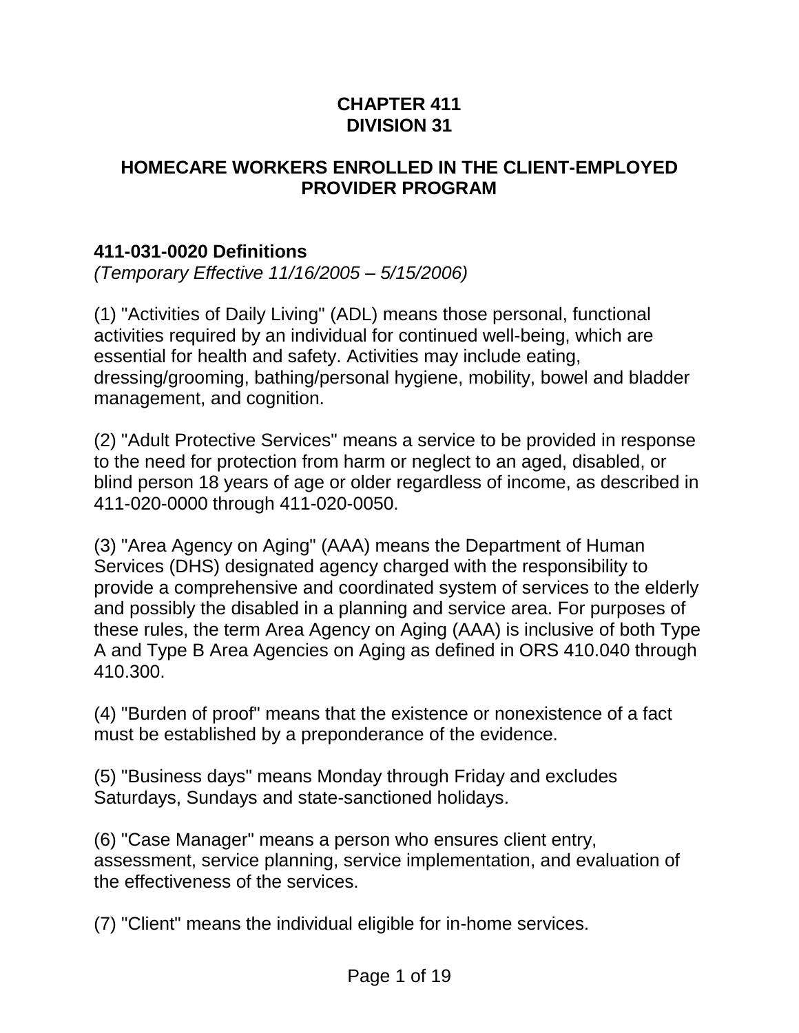# CHAPTER 411
# DIVISION 31

## HOMECARE WORKERS ENROLLED IN THE CLIENT-EMPLOYED PROVIDER PROGRAM

### 411-031-0020 Definitions

*(Temporary Effective 11/16/2005 – 5/15/2006)*

(1) "Activities of Daily Living" (ADL) means those personal, functional activities required by an individual for continued well-being, which are essential for health and safety. Activities may include eating, dressing/grooming, bathing/personal hygiene, mobility, bowel and bladder management, and cognition.

(2) "Adult Protective Services" means a service to be provided in response to the need for protection from harm or neglect to an aged, disabled, or blind person 18 years of age or older regardless of income, as described in 411-020-0000 through 411-020-0050.

(3) "Area Agency on Aging" (AAA) means the Department of Human Services (DHS) designated agency charged with the responsibility to provide a comprehensive and coordinated system of services to the elderly and possibly the disabled in a planning and service area. For purposes of these rules, the term Area Agency on Aging (AAA) is inclusive of both Type A and Type B Area Agencies on Aging as defined in ORS 410.040 through 410.300.

(4) "Burden of proof" means that the existence or nonexistence of a fact must be established by a preponderance of the evidence.

(5) "Business days" means Monday through Friday and excludes Saturdays, Sundays and state-sanctioned holidays.

(6) "Case Manager" means a person who ensures client entry, assessment, service planning, service implementation, and evaluation of the effectiveness of the services.

(7) "Client" means the individual eligible for in-home services.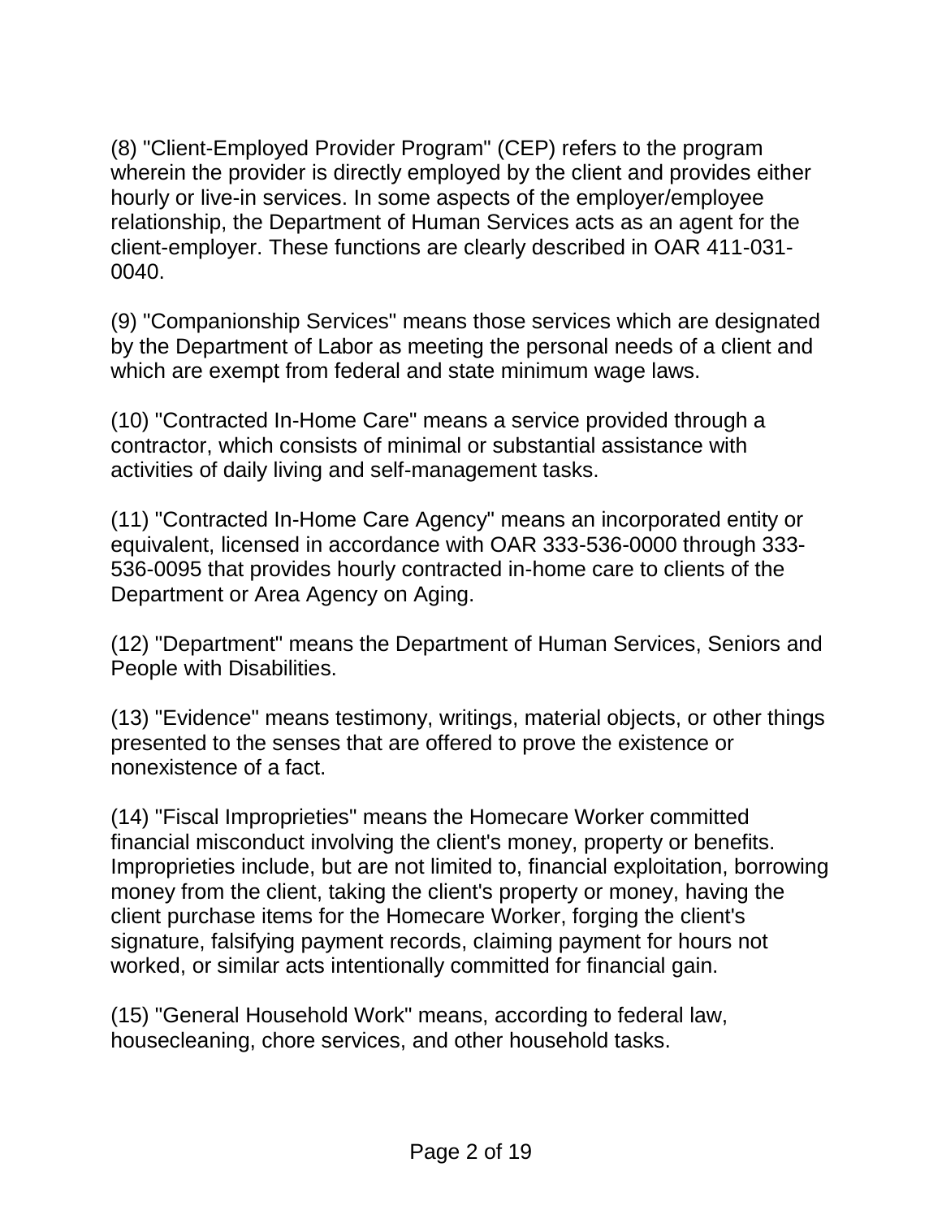(8) "Client-Employed Provider Program" (CEP) refers to the program wherein the provider is directly employed by the client and provides either hourly or live-in services. In some aspects of the employer/employee relationship, the Department of Human Services acts as an agent for the client-employer. These functions are clearly described in OAR 411-031-0040.

(9) "Companionship Services" means those services which are designated by the Department of Labor as meeting the personal needs of a client and which are exempt from federal and state minimum wage laws.

(10) "Contracted In-Home Care" means a service provided through a contractor, which consists of minimal or substantial assistance with activities of daily living and self-management tasks.

(11) "Contracted In-Home Care Agency" means an incorporated entity or equivalent, licensed in accordance with OAR 333-536-0000 through 333-536-0095 that provides hourly contracted in-home care to clients of the Department or Area Agency on Aging.

(12) "Department" means the Department of Human Services, Seniors and People with Disabilities.

(13) "Evidence" means testimony, writings, material objects, or other things presented to the senses that are offered to prove the existence or nonexistence of a fact.

(14) "Fiscal Improprieties" means the Homecare Worker committed financial misconduct involving the client's money, property or benefits. Improprieties include, but are not limited to, financial exploitation, borrowing money from the client, taking the client's property or money, having the client purchase items for the Homecare Worker, forging the client's signature, falsifying payment records, claiming payment for hours not worked, or similar acts intentionally committed for financial gain.

(15) "General Household Work" means, according to federal law, housecleaning, chore services, and other household tasks.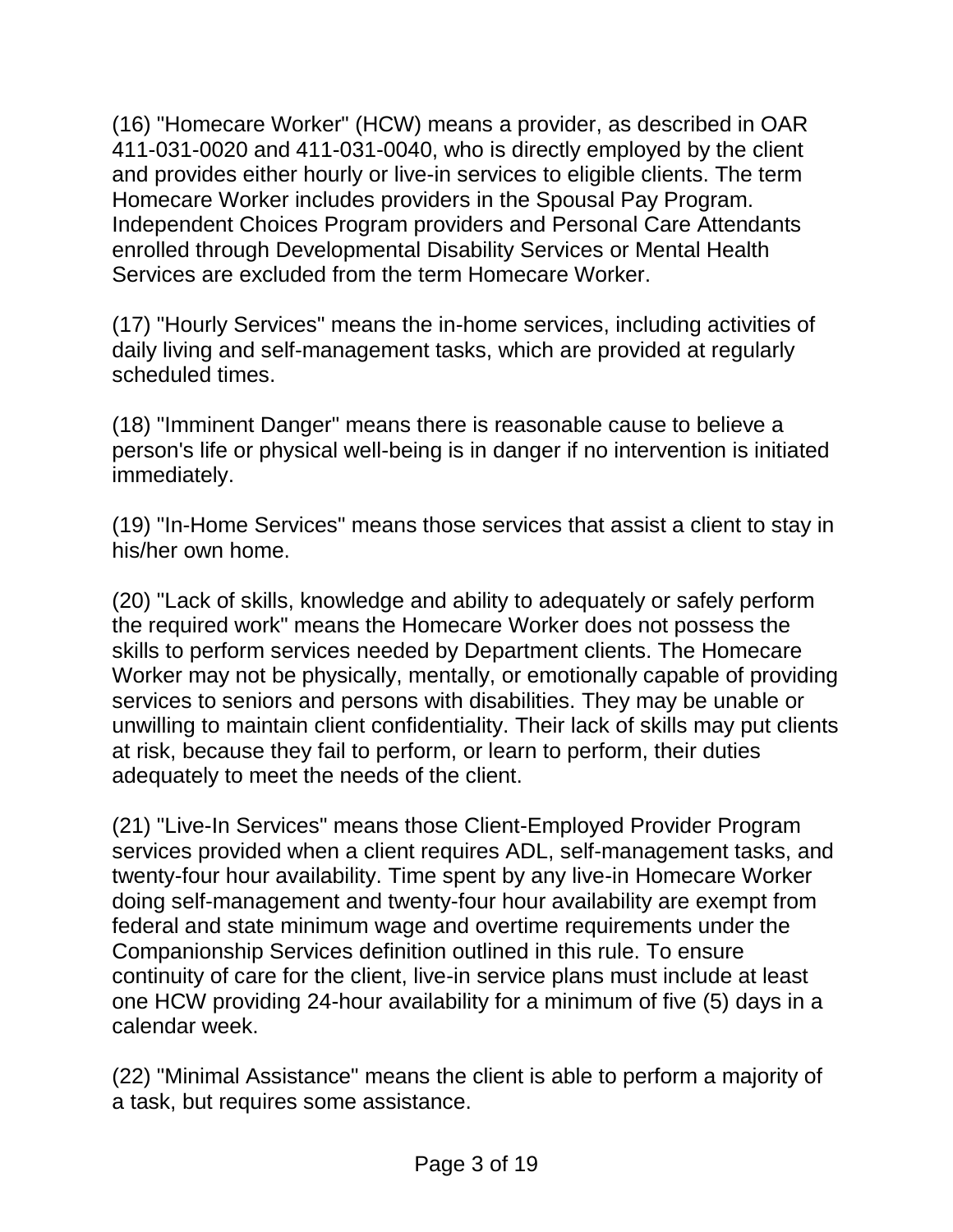(16) "Homecare Worker" (HCW) means a provider, as described in OAR 411-031-0020 and 411-031-0040, who is directly employed by the client and provides either hourly or live-in services to eligible clients. The term Homecare Worker includes providers in the Spousal Pay Program. Independent Choices Program providers and Personal Care Attendants enrolled through Developmental Disability Services or Mental Health Services are excluded from the term Homecare Worker.

(17) "Hourly Services" means the in-home services, including activities of daily living and self-management tasks, which are provided at regularly scheduled times.

(18) "Imminent Danger" means there is reasonable cause to believe a person's life or physical well-being is in danger if no intervention is initiated immediately.

(19) "In-Home Services" means those services that assist a client to stay in his/her own home.

(20) "Lack of skills, knowledge and ability to adequately or safely perform the required work" means the Homecare Worker does not possess the skills to perform services needed by Department clients. The Homecare Worker may not be physically, mentally, or emotionally capable of providing services to seniors and persons with disabilities. They may be unable or unwilling to maintain client confidentiality. Their lack of skills may put clients at risk, because they fail to perform, or learn to perform, their duties adequately to meet the needs of the client.

(21) "Live-In Services" means those Client-Employed Provider Program services provided when a client requires ADL, self-management tasks, and twenty-four hour availability. Time spent by any live-in Homecare Worker doing self-management and twenty-four hour availability are exempt from federal and state minimum wage and overtime requirements under the Companionship Services definition outlined in this rule. To ensure continuity of care for the client, live-in service plans must include at least one HCW providing 24-hour availability for a minimum of five (5) days in a calendar week.

(22) "Minimal Assistance" means the client is able to perform a majority of a task, but requires some assistance.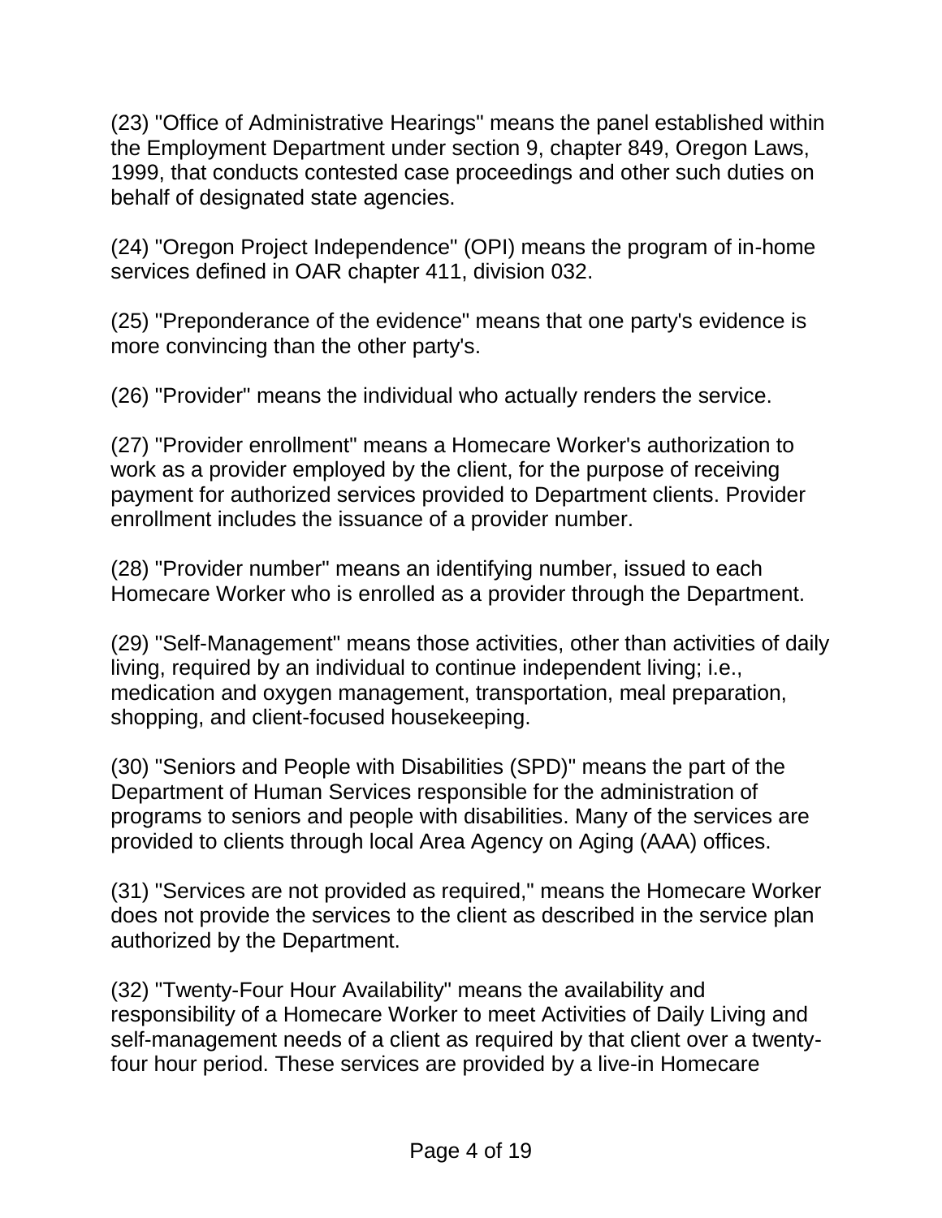(23) "Office of Administrative Hearings" means the panel established within the Employment Department under section 9, chapter 849, Oregon Laws, 1999, that conducts contested case proceedings and other such duties on behalf of designated state agencies.

(24) "Oregon Project Independence" (OPI) means the program of in-home services defined in OAR chapter 411, division 032.

(25) "Preponderance of the evidence" means that one party's evidence is more convincing than the other party's.

(26) "Provider" means the individual who actually renders the service.

(27) "Provider enrollment" means a Homecare Worker's authorization to work as a provider employed by the client, for the purpose of receiving payment for authorized services provided to Department clients. Provider enrollment includes the issuance of a provider number.

(28) "Provider number" means an identifying number, issued to each Homecare Worker who is enrolled as a provider through the Department.

(29) "Self-Management" means those activities, other than activities of daily living, required by an individual to continue independent living; i.e., medication and oxygen management, transportation, meal preparation, shopping, and client-focused housekeeping.

(30) "Seniors and People with Disabilities (SPD)" means the part of the Department of Human Services responsible for the administration of programs to seniors and people with disabilities. Many of the services are provided to clients through local Area Agency on Aging (AAA) offices.

(31) "Services are not provided as required," means the Homecare Worker does not provide the services to the client as described in the service plan authorized by the Department.

(32) "Twenty-Four Hour Availability" means the availability and responsibility of a Homecare Worker to meet Activities of Daily Living and self-management needs of a client as required by that client over a twenty-four hour period. These services are provided by a live-in Homecare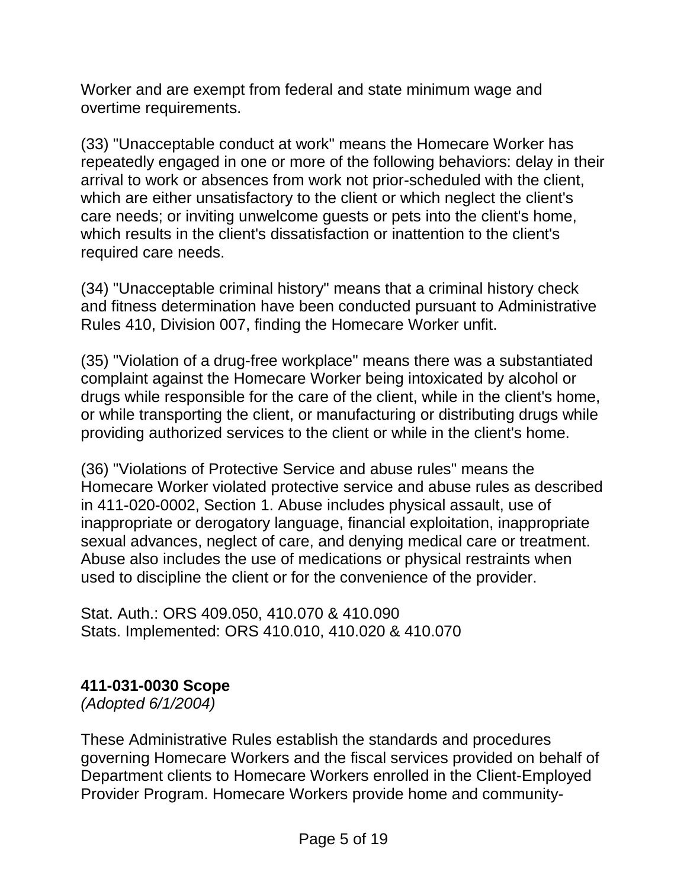Worker and are exempt from federal and state minimum wage and overtime requirements.

(33) "Unacceptable conduct at work" means the Homecare Worker has repeatedly engaged in one or more of the following behaviors: delay in their arrival to work or absences from work not prior-scheduled with the client, which are either unsatisfactory to the client or which neglect the client's care needs; or inviting unwelcome guests or pets into the client's home, which results in the client's dissatisfaction or inattention to the client's required care needs.

(34) "Unacceptable criminal history" means that a criminal history check and fitness determination have been conducted pursuant to Administrative Rules 410, Division 007, finding the Homecare Worker unfit.

(35) "Violation of a drug-free workplace" means there was a substantiated complaint against the Homecare Worker being intoxicated by alcohol or drugs while responsible for the care of the client, while in the client's home, or while transporting the client, or manufacturing or distributing drugs while providing authorized services to the client or while in the client's home.

(36) "Violations of Protective Service and abuse rules" means the Homecare Worker violated protective service and abuse rules as described in 411-020-0002, Section 1. Abuse includes physical assault, use of inappropriate or derogatory language, financial exploitation, inappropriate sexual advances, neglect of care, and denying medical care or treatment. Abuse also includes the use of medications or physical restraints when used to discipline the client or for the convenience of the provider.

Stat. Auth.: ORS 409.050, 410.070 & 410.090
Stats. Implemented: ORS 410.010, 410.020 & 410.070

**411-031-0030 Scope**
*(Adopted 6/1/2004)*

These Administrative Rules establish the standards and procedures governing Homecare Workers and the fiscal services provided on behalf of Department clients to Homecare Workers enrolled in the Client-Employed Provider Program. Homecare Workers provide home and community-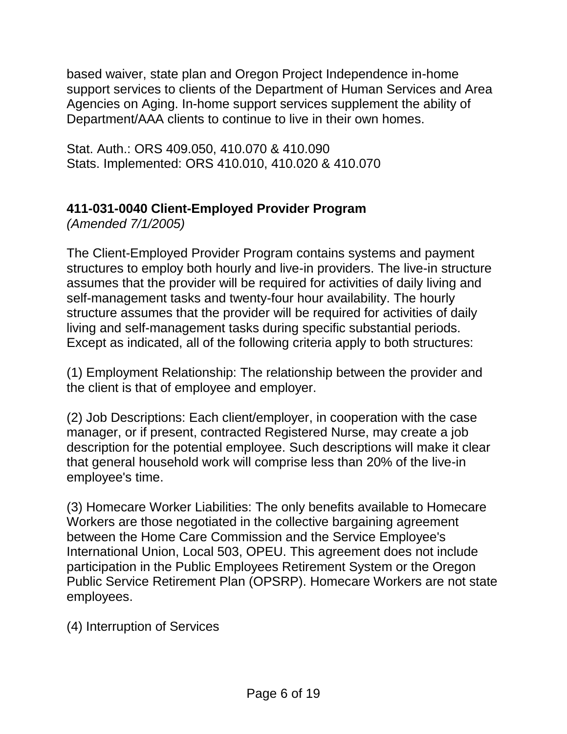based waiver, state plan and Oregon Project Independence in-home support services to clients of the Department of Human Services and Area Agencies on Aging. In-home support services supplement the ability of Department/AAA clients to continue to live in their own homes.

Stat. Auth.: ORS 409.050, 410.070 & 410.090
Stats. Implemented: ORS 410.010, 410.020 & 410.070

**411-031-0040 Client-Employed Provider Program**
*(Amended 7/1/2005)*

The Client-Employed Provider Program contains systems and payment structures to employ both hourly and live-in providers. The live-in structure assumes that the provider will be required for activities of daily living and self-management tasks and twenty-four hour availability. The hourly structure assumes that the provider will be required for activities of daily living and self-management tasks during specific substantial periods. Except as indicated, all of the following criteria apply to both structures:

(1) Employment Relationship: The relationship between the provider and the client is that of employee and employer.

(2) Job Descriptions: Each client/employer, in cooperation with the case manager, or if present, contracted Registered Nurse, may create a job description for the potential employee. Such descriptions will make it clear that general household work will comprise less than 20% of the live-in employee's time.

(3) Homecare Worker Liabilities: The only benefits available to Homecare Workers are those negotiated in the collective bargaining agreement between the Home Care Commission and the Service Employee's International Union, Local 503, OPEU. This agreement does not include participation in the Public Employees Retirement System or the Oregon Public Service Retirement Plan (OPSRP). Homecare Workers are not state employees.

(4) Interruption of Services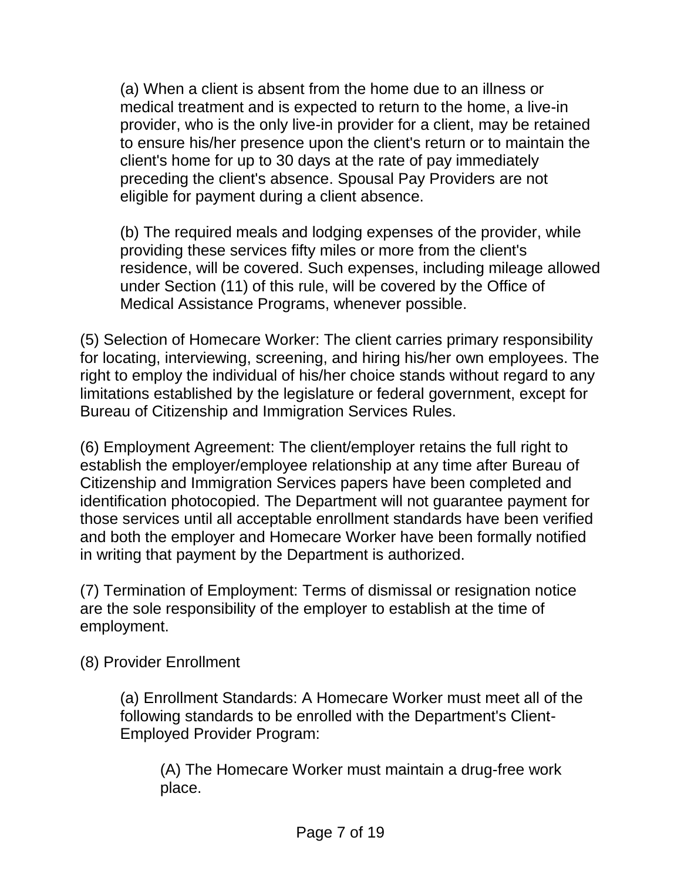(a) When a client is absent from the home due to an illness or medical treatment and is expected to return to the home, a live-in provider, who is the only live-in provider for a client, may be retained to ensure his/her presence upon the client's return or to maintain the client's home for up to 30 days at the rate of pay immediately preceding the client's absence. Spousal Pay Providers are not eligible for payment during a client absence.

(b) The required meals and lodging expenses of the provider, while providing these services fifty miles or more from the client's residence, will be covered. Such expenses, including mileage allowed under Section (11) of this rule, will be covered by the Office of Medical Assistance Programs, whenever possible.

(5) Selection of Homecare Worker: The client carries primary responsibility for locating, interviewing, screening, and hiring his/her own employees. The right to employ the individual of his/her choice stands without regard to any limitations established by the legislature or federal government, except for Bureau of Citizenship and Immigration Services Rules.

(6) Employment Agreement: The client/employer retains the full right to establish the employer/employee relationship at any time after Bureau of Citizenship and Immigration Services papers have been completed and identification photocopied. The Department will not guarantee payment for those services until all acceptable enrollment standards have been verified and both the employer and Homecare Worker have been formally notified in writing that payment by the Department is authorized.

(7) Termination of Employment: Terms of dismissal or resignation notice are the sole responsibility of the employer to establish at the time of employment.

(8) Provider Enrollment

(a) Enrollment Standards: A Homecare Worker must meet all of the following standards to be enrolled with the Department's Client-Employed Provider Program:

(A) The Homecare Worker must maintain a drug-free work place.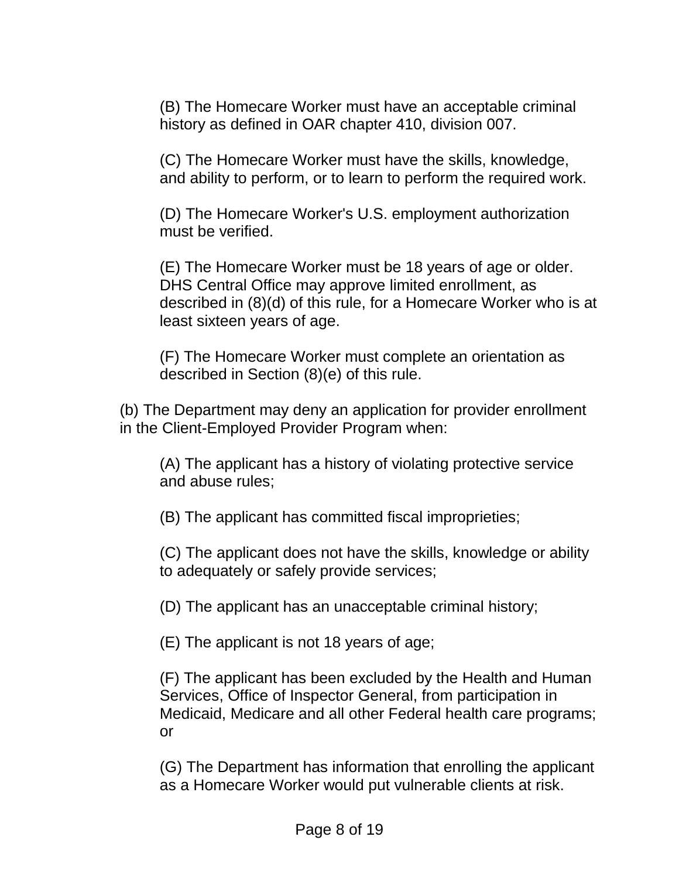(B) The Homecare Worker must have an acceptable criminal history as defined in OAR chapter 410, division 007.

(C) The Homecare Worker must have the skills, knowledge, and ability to perform, or to learn to perform the required work.

(D) The Homecare Worker's U.S. employment authorization must be verified.

(E) The Homecare Worker must be 18 years of age or older. DHS Central Office may approve limited enrollment, as described in (8)(d) of this rule, for a Homecare Worker who is at least sixteen years of age.

(F) The Homecare Worker must complete an orientation as described in Section (8)(e) of this rule.

(b) The Department may deny an application for provider enrollment in the Client-Employed Provider Program when:

(A) The applicant has a history of violating protective service and abuse rules;

(B) The applicant has committed fiscal improprieties;

(C) The applicant does not have the skills, knowledge or ability to adequately or safely provide services;

(D) The applicant has an unacceptable criminal history;

(E) The applicant is not 18 years of age;

(F) The applicant has been excluded by the Health and Human Services, Office of Inspector General, from participation in Medicaid, Medicare and all other Federal health care programs; or

(G) The Department has information that enrolling the applicant as a Homecare Worker would put vulnerable clients at risk.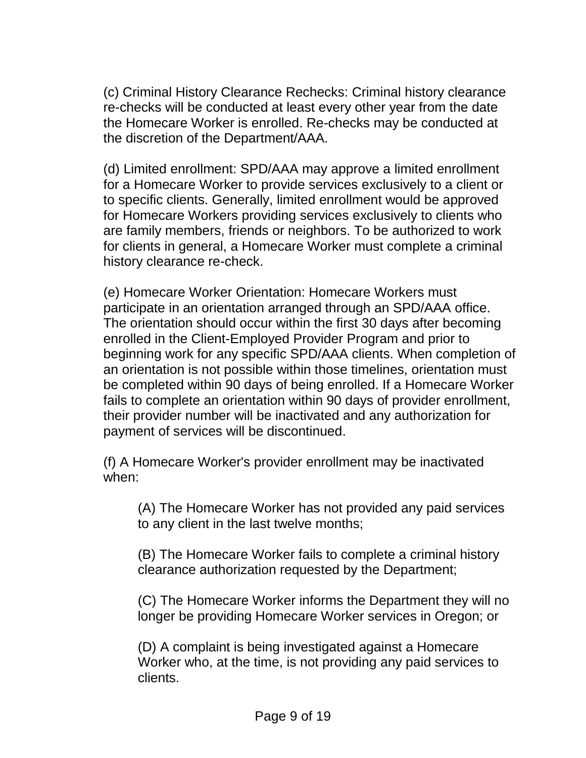(c) Criminal History Clearance Rechecks: Criminal history clearance re-checks will be conducted at least every other year from the date the Homecare Worker is enrolled. Re-checks may be conducted at the discretion of the Department/AAA.

(d) Limited enrollment: SPD/AAA may approve a limited enrollment for a Homecare Worker to provide services exclusively to a client or to specific clients. Generally, limited enrollment would be approved for Homecare Workers providing services exclusively to clients who are family members, friends or neighbors. To be authorized to work for clients in general, a Homecare Worker must complete a criminal history clearance re-check.

(e) Homecare Worker Orientation: Homecare Workers must participate in an orientation arranged through an SPD/AAA office. The orientation should occur within the first 30 days after becoming enrolled in the Client-Employed Provider Program and prior to beginning work for any specific SPD/AAA clients. When completion of an orientation is not possible within those timelines, orientation must be completed within 90 days of being enrolled. If a Homecare Worker fails to complete an orientation within 90 days of provider enrollment, their provider number will be inactivated and any authorization for payment of services will be discontinued.

(f) A Homecare Worker's provider enrollment may be inactivated when:

> (A) The Homecare Worker has not provided any paid services to any client in the last twelve months;
>
> (B) The Homecare Worker fails to complete a criminal history clearance authorization requested by the Department;
>
> (C) The Homecare Worker informs the Department they will no longer be providing Homecare Worker services in Oregon; or
>
> (D) A complaint is being investigated against a Homecare Worker who, at the time, is not providing any paid services to clients.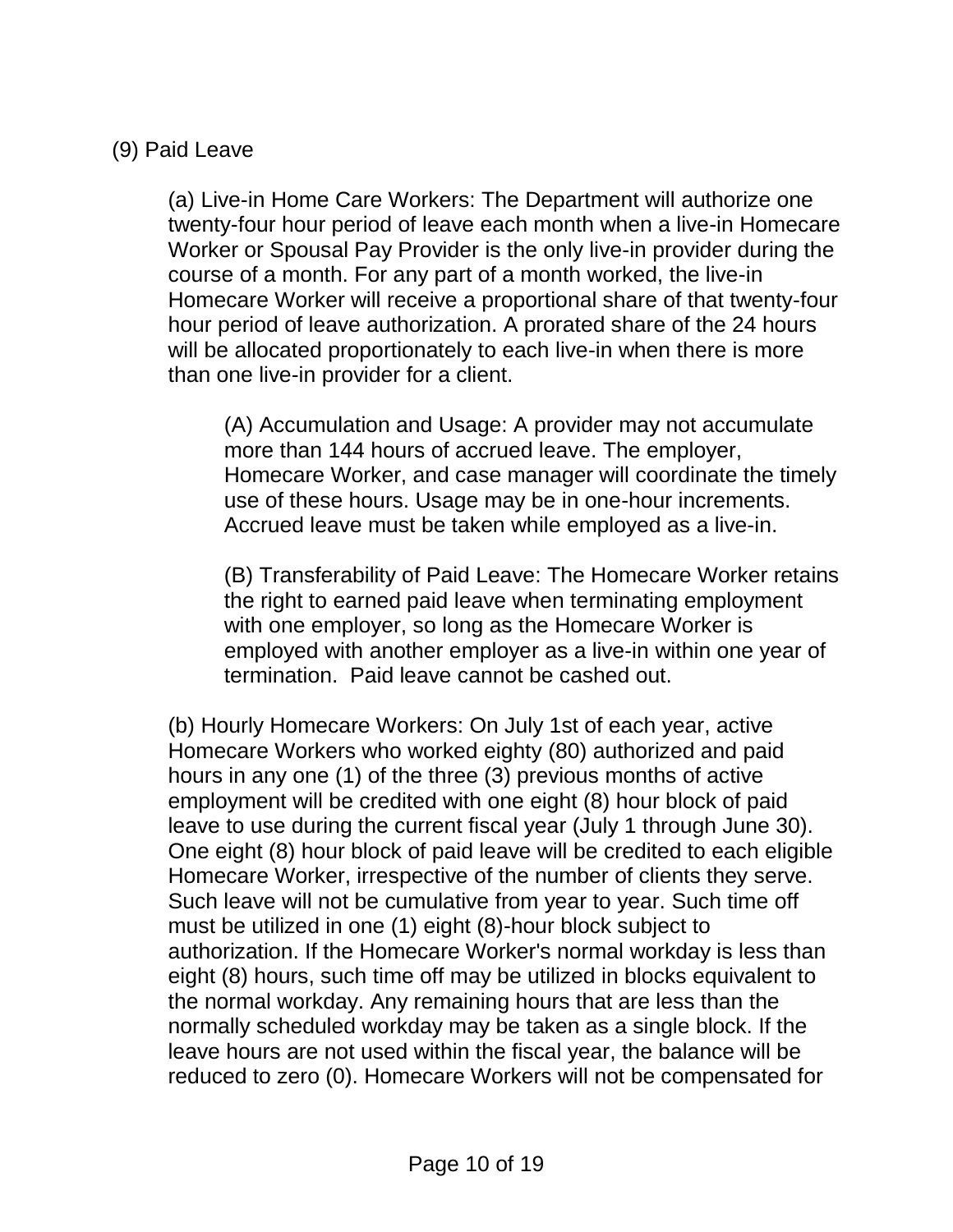(9) Paid Leave

(a) Live-in Home Care Workers: The Department will authorize one twenty-four hour period of leave each month when a live-in Homecare Worker or Spousal Pay Provider is the only live-in provider during the course of a month. For any part of a month worked, the live-in Homecare Worker will receive a proportional share of that twenty-four hour period of leave authorization. A prorated share of the 24 hours will be allocated proportionately to each live-in when there is more than one live-in provider for a client.

(A) Accumulation and Usage: A provider may not accumulate more than 144 hours of accrued leave. The employer, Homecare Worker, and case manager will coordinate the timely use of these hours. Usage may be in one-hour increments. Accrued leave must be taken while employed as a live-in.

(B) Transferability of Paid Leave: The Homecare Worker retains the right to earned paid leave when terminating employment with one employer, so long as the Homecare Worker is employed with another employer as a live-in within one year of termination. Paid leave cannot be cashed out.

(b) Hourly Homecare Workers: On July 1st of each year, active Homecare Workers who worked eighty (80) authorized and paid hours in any one (1) of the three (3) previous months of active employment will be credited with one eight (8) hour block of paid leave to use during the current fiscal year (July 1 through June 30). One eight (8) hour block of paid leave will be credited to each eligible Homecare Worker, irrespective of the number of clients they serve. Such leave will not be cumulative from year to year. Such time off must be utilized in one (1) eight (8)-hour block subject to authorization. If the Homecare Worker's normal workday is less than eight (8) hours, such time off may be utilized in blocks equivalent to the normal workday. Any remaining hours that are less than the normally scheduled workday may be taken as a single block. If the leave hours are not used within the fiscal year, the balance will be reduced to zero (0). Homecare Workers will not be compensated for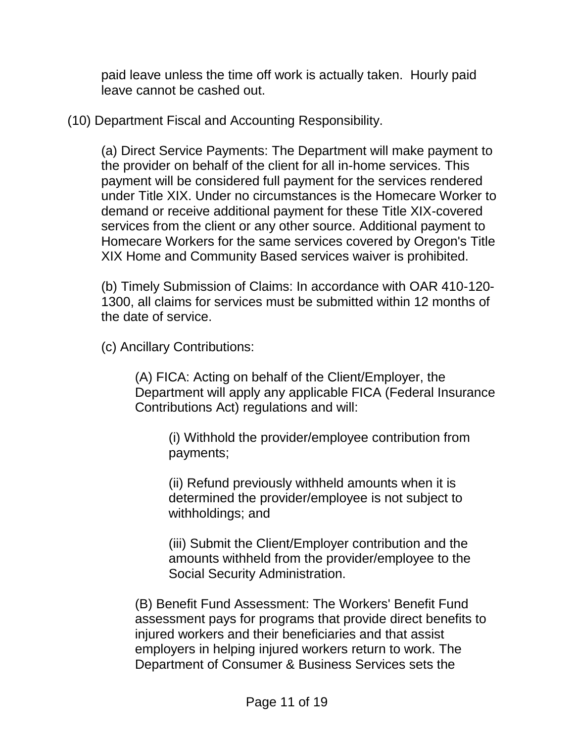paid leave unless the time off work is actually taken. Hourly paid leave cannot be cashed out.

(10) Department Fiscal and Accounting Responsibility.

(a) Direct Service Payments: The Department will make payment to the provider on behalf of the client for all in-home services. This payment will be considered full payment for the services rendered under Title XIX. Under no circumstances is the Homecare Worker to demand or receive additional payment for these Title XIX-covered services from the client or any other source. Additional payment to Homecare Workers for the same services covered by Oregon's Title XIX Home and Community Based services waiver is prohibited.

(b) Timely Submission of Claims: In accordance with OAR 410-120-1300, all claims for services must be submitted within 12 months of the date of service.

(c) Ancillary Contributions:

(A) FICA: Acting on behalf of the Client/Employer, the Department will apply any applicable FICA (Federal Insurance Contributions Act) regulations and will:

(i) Withhold the provider/employee contribution from payments;

(ii) Refund previously withheld amounts when it is determined the provider/employee is not subject to withholdings; and

(iii) Submit the Client/Employer contribution and the amounts withheld from the provider/employee to the Social Security Administration.

(B) Benefit Fund Assessment: The Workers' Benefit Fund assessment pays for programs that provide direct benefits to injured workers and their beneficiaries and that assist employers in helping injured workers return to work. The Department of Consumer & Business Services sets the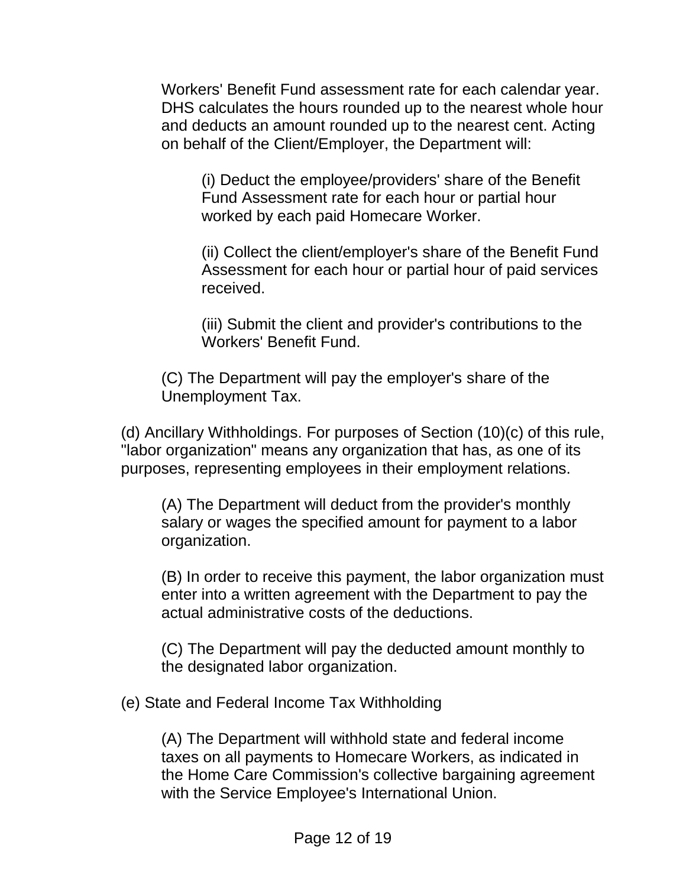Workers' Benefit Fund assessment rate for each calendar year. DHS calculates the hours rounded up to the nearest whole hour and deducts an amount rounded up to the nearest cent. Acting on behalf of the Client/Employer, the Department will:

(i) Deduct the employee/providers' share of the Benefit Fund Assessment rate for each hour or partial hour worked by each paid Homecare Worker.

(ii) Collect the client/employer's share of the Benefit Fund Assessment for each hour or partial hour of paid services received.

(iii) Submit the client and provider's contributions to the Workers' Benefit Fund.

(C) The Department will pay the employer's share of the Unemployment Tax.

(d) Ancillary Withholdings. For purposes of Section (10)(c) of this rule, "labor organization" means any organization that has, as one of its purposes, representing employees in their employment relations.

(A) The Department will deduct from the provider's monthly salary or wages the specified amount for payment to a labor organization.

(B) In order to receive this payment, the labor organization must enter into a written agreement with the Department to pay the actual administrative costs of the deductions.

(C) The Department will pay the deducted amount monthly to the designated labor organization.

(e) State and Federal Income Tax Withholding

(A) The Department will withhold state and federal income taxes on all payments to Homecare Workers, as indicated in the Home Care Commission's collective bargaining agreement with the Service Employee's International Union.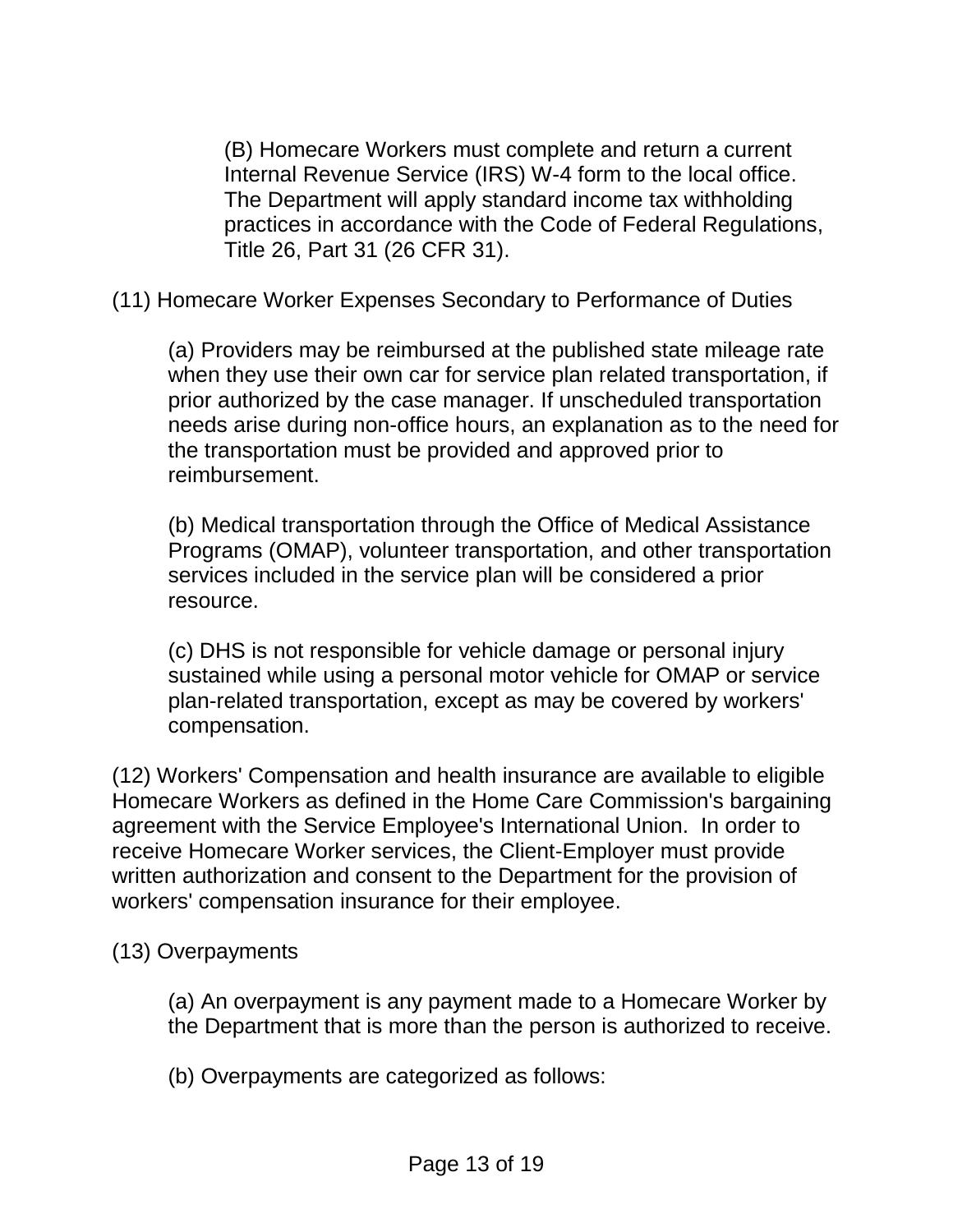(B) Homecare Workers must complete and return a current Internal Revenue Service (IRS) W-4 form to the local office. The Department will apply standard income tax withholding practices in accordance with the Code of Federal Regulations, Title 26, Part 31 (26 CFR 31).

(11) Homecare Worker Expenses Secondary to Performance of Duties

(a) Providers may be reimbursed at the published state mileage rate when they use their own car for service plan related transportation, if prior authorized by the case manager. If unscheduled transportation needs arise during non-office hours, an explanation as to the need for the transportation must be provided and approved prior to reimbursement.

(b) Medical transportation through the Office of Medical Assistance Programs (OMAP), volunteer transportation, and other transportation services included in the service plan will be considered a prior resource.

(c) DHS is not responsible for vehicle damage or personal injury sustained while using a personal motor vehicle for OMAP or service plan-related transportation, except as may be covered by workers' compensation.

(12) Workers' Compensation and health insurance are available to eligible Homecare Workers as defined in the Home Care Commission's bargaining agreement with the Service Employee's International Union. In order to receive Homecare Worker services, the Client-Employer must provide written authorization and consent to the Department for the provision of workers' compensation insurance for their employee.

(13) Overpayments

(a) An overpayment is any payment made to a Homecare Worker by the Department that is more than the person is authorized to receive.

(b) Overpayments are categorized as follows: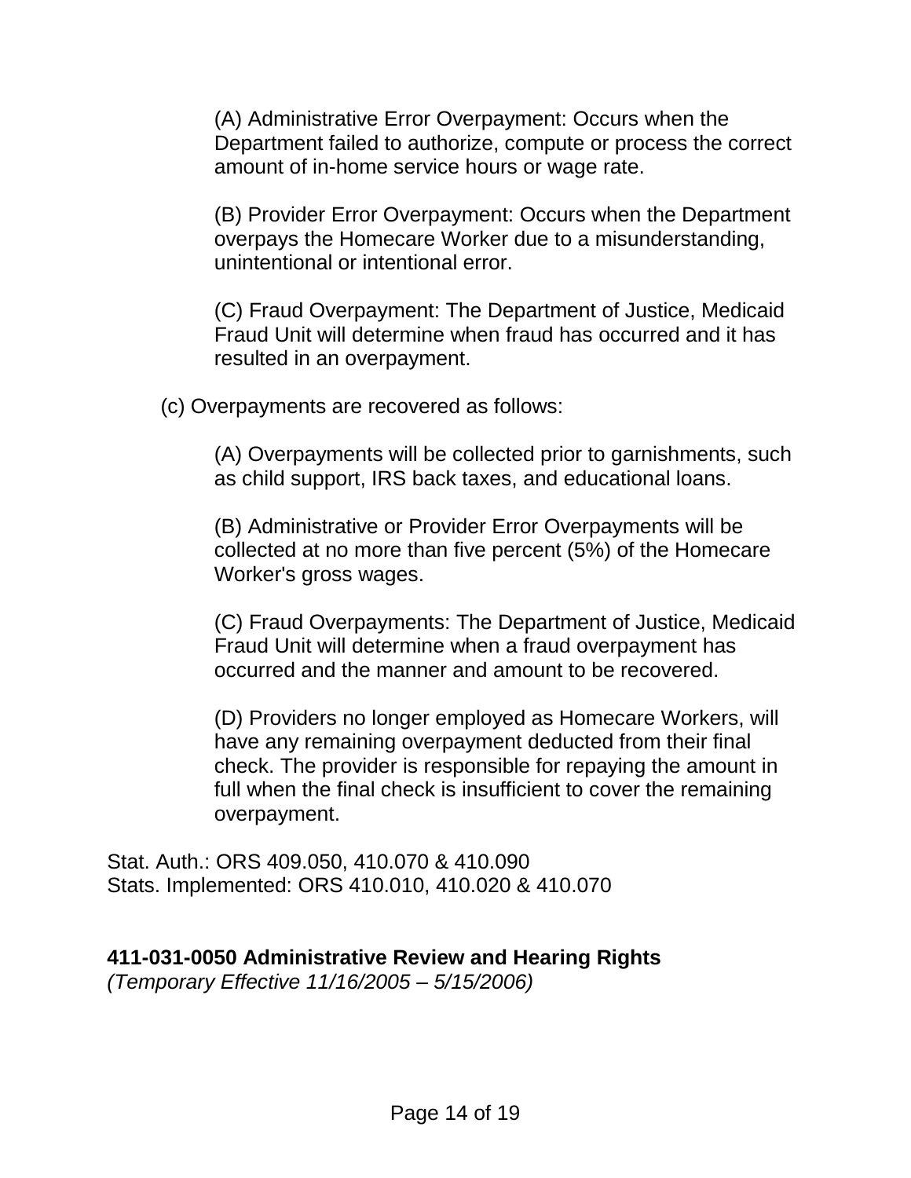(A) Administrative Error Overpayment: Occurs when the Department failed to authorize, compute or process the correct amount of in-home service hours or wage rate.

(B) Provider Error Overpayment: Occurs when the Department overpays the Homecare Worker due to a misunderstanding, unintentional or intentional error.

(C) Fraud Overpayment: The Department of Justice, Medicaid Fraud Unit will determine when fraud has occurred and it has resulted in an overpayment.

(c) Overpayments are recovered as follows:

(A) Overpayments will be collected prior to garnishments, such as child support, IRS back taxes, and educational loans.

(B) Administrative or Provider Error Overpayments will be collected at no more than five percent (5%) of the Homecare Worker's gross wages.

(C) Fraud Overpayments: The Department of Justice, Medicaid Fraud Unit will determine when a fraud overpayment has occurred and the manner and amount to be recovered.

(D) Providers no longer employed as Homecare Workers, will have any remaining overpayment deducted from their final check. The provider is responsible for repaying the amount in full when the final check is insufficient to cover the remaining overpayment.

Stat. Auth.: ORS 409.050, 410.070 & 410.090
Stats. Implemented: ORS 410.010, 410.020 & 410.070

**411-031-0050 Administrative Review and Hearing Rights**
*(Temporary Effective 11/16/2005 – 5/15/2006)*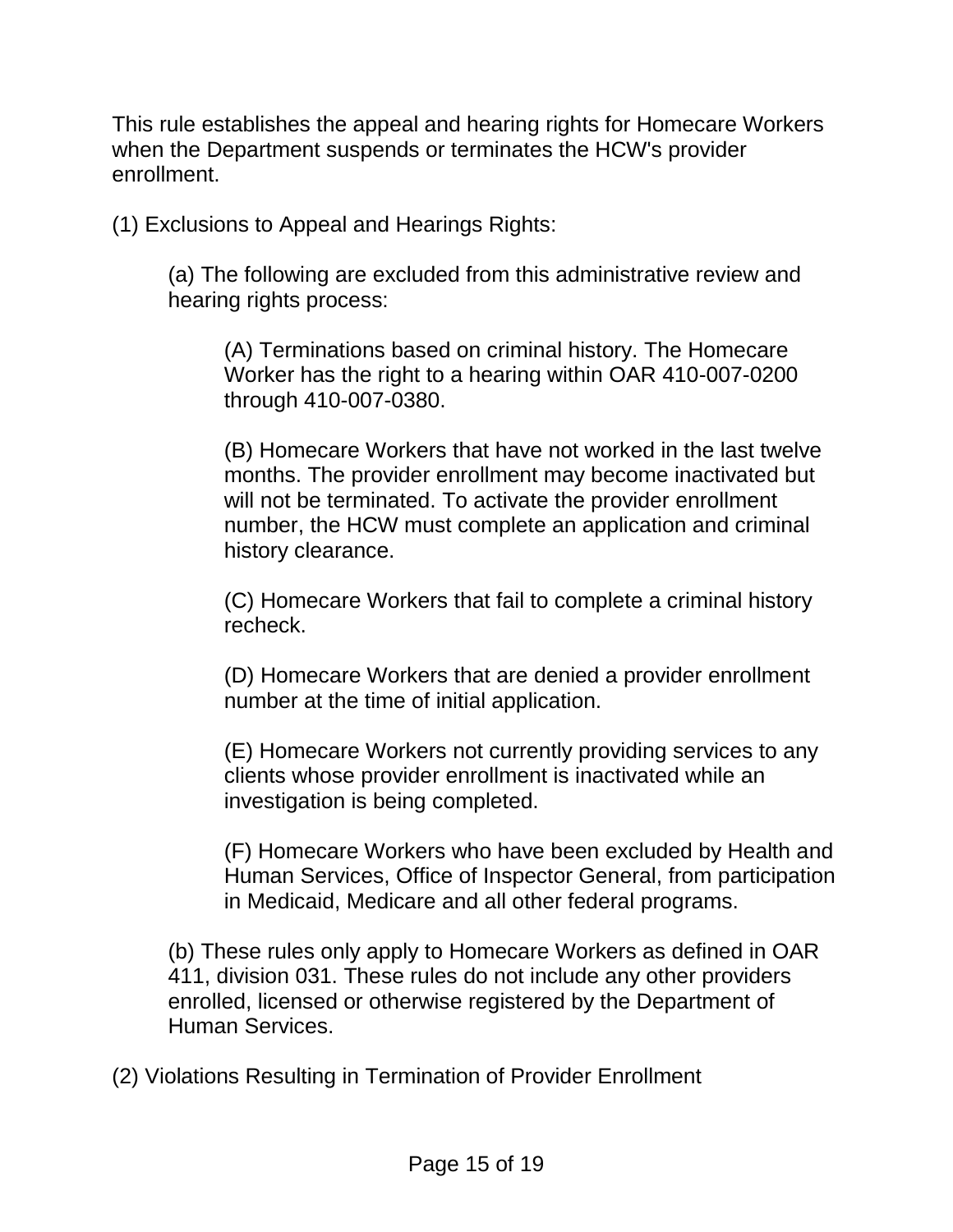This rule establishes the appeal and hearing rights for Homecare Workers when the Department suspends or terminates the HCW's provider enrollment.

(1) Exclusions to Appeal and Hearings Rights:

(a) The following are excluded from this administrative review and hearing rights process:

(A) Terminations based on criminal history. The Homecare Worker has the right to a hearing within OAR 410-007-0200 through 410-007-0380.

(B) Homecare Workers that have not worked in the last twelve months. The provider enrollment may become inactivated but will not be terminated. To activate the provider enrollment number, the HCW must complete an application and criminal history clearance.

(C) Homecare Workers that fail to complete a criminal history recheck.

(D) Homecare Workers that are denied a provider enrollment number at the time of initial application.

(E) Homecare Workers not currently providing services to any clients whose provider enrollment is inactivated while an investigation is being completed.

(F) Homecare Workers who have been excluded by Health and Human Services, Office of Inspector General, from participation in Medicaid, Medicare and all other federal programs.

(b) These rules only apply to Homecare Workers as defined in OAR 411, division 031. These rules do not include any other providers enrolled, licensed or otherwise registered by the Department of Human Services.

(2) Violations Resulting in Termination of Provider Enrollment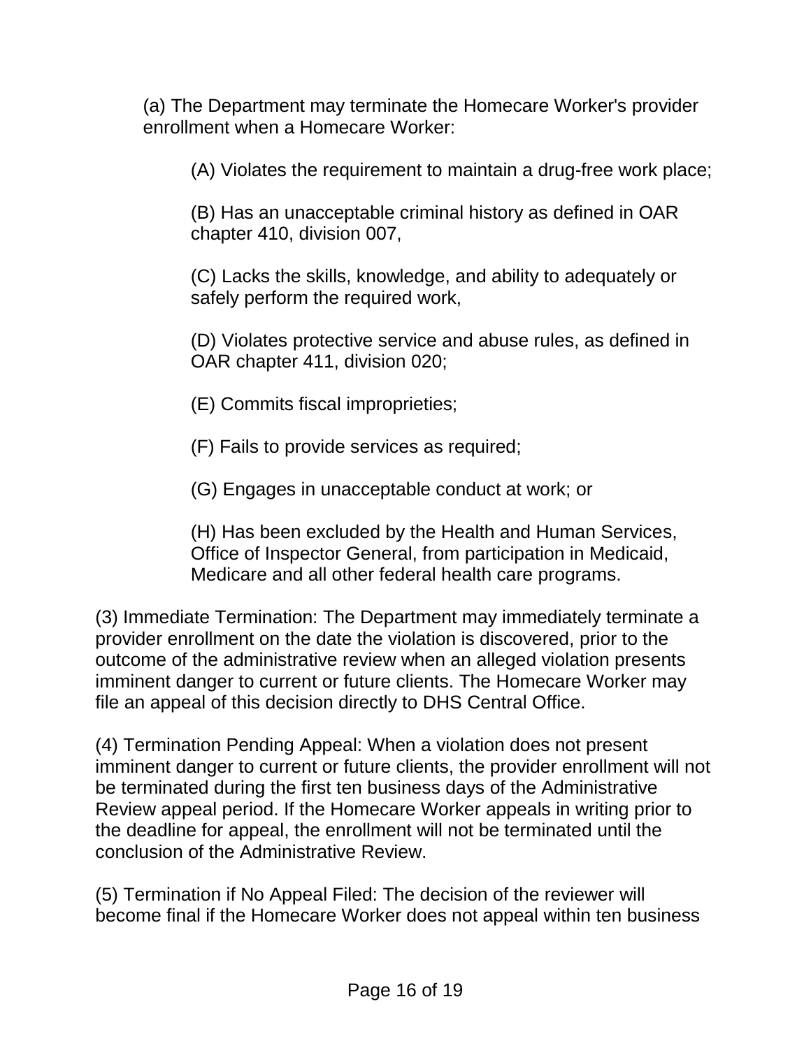(a) The Department may terminate the Homecare Worker's provider enrollment when a Homecare Worker:

(A) Violates the requirement to maintain a drug-free work place;

(B) Has an unacceptable criminal history as defined in OAR chapter 410, division 007,

(C) Lacks the skills, knowledge, and ability to adequately or safely perform the required work,

(D) Violates protective service and abuse rules, as defined in OAR chapter 411, division 020;

(E) Commits fiscal improprieties;

(F) Fails to provide services as required;

(G) Engages in unacceptable conduct at work; or

(H) Has been excluded by the Health and Human Services, Office of Inspector General, from participation in Medicaid, Medicare and all other federal health care programs.

(3) Immediate Termination: The Department may immediately terminate a provider enrollment on the date the violation is discovered, prior to the outcome of the administrative review when an alleged violation presents imminent danger to current or future clients. The Homecare Worker may file an appeal of this decision directly to DHS Central Office.

(4) Termination Pending Appeal: When a violation does not present imminent danger to current or future clients, the provider enrollment will not be terminated during the first ten business days of the Administrative Review appeal period. If the Homecare Worker appeals in writing prior to the deadline for appeal, the enrollment will not be terminated until the conclusion of the Administrative Review.

(5) Termination if No Appeal Filed: The decision of the reviewer will become final if the Homecare Worker does not appeal within ten business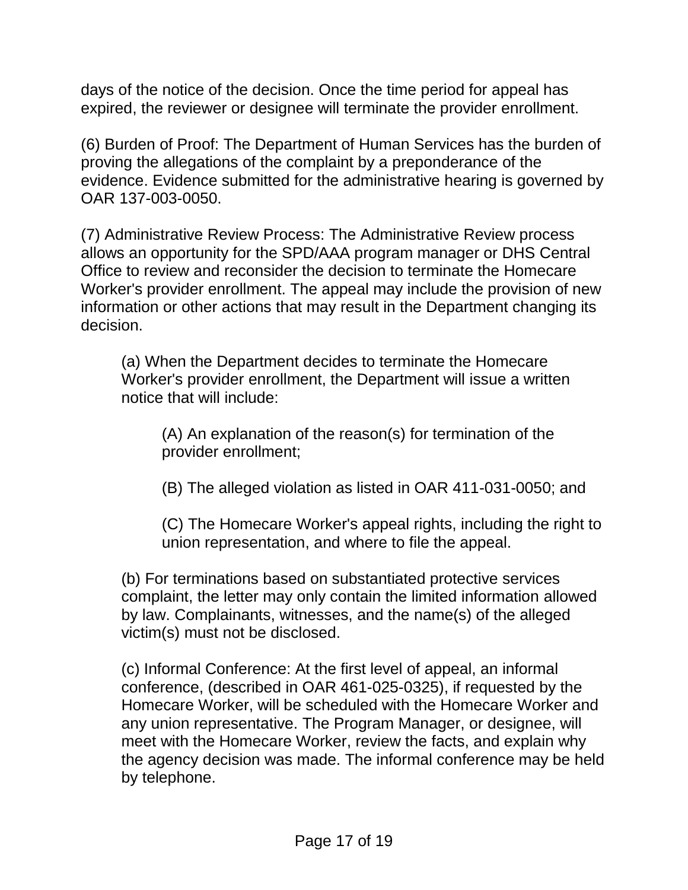days of the notice of the decision. Once the time period for appeal has expired, the reviewer or designee will terminate the provider enrollment.

(6) Burden of Proof: The Department of Human Services has the burden of proving the allegations of the complaint by a preponderance of the evidence. Evidence submitted for the administrative hearing is governed by OAR 137-003-0050.

(7) Administrative Review Process: The Administrative Review process allows an opportunity for the SPD/AAA program manager or DHS Central Office to review and reconsider the decision to terminate the Homecare Worker's provider enrollment. The appeal may include the provision of new information or other actions that may result in the Department changing its decision.

> (a) When the Department decides to terminate the Homecare Worker's provider enrollment, the Department will issue a written notice that will include:
>
> > (A) An explanation of the reason(s) for termination of the provider enrollment;
> >
> > (B) The alleged violation as listed in OAR 411-031-0050; and
> >
> > (C) The Homecare Worker's appeal rights, including the right to union representation, and where to file the appeal.
>
> (b) For terminations based on substantiated protective services complaint, the letter may only contain the limited information allowed by law. Complainants, witnesses, and the name(s) of the alleged victim(s) must not be disclosed.
>
> (c) Informal Conference: At the first level of appeal, an informal conference, (described in OAR 461-025-0325), if requested by the Homecare Worker, will be scheduled with the Homecare Worker and any union representative. The Program Manager, or designee, will meet with the Homecare Worker, review the facts, and explain why the agency decision was made. The informal conference may be held by telephone.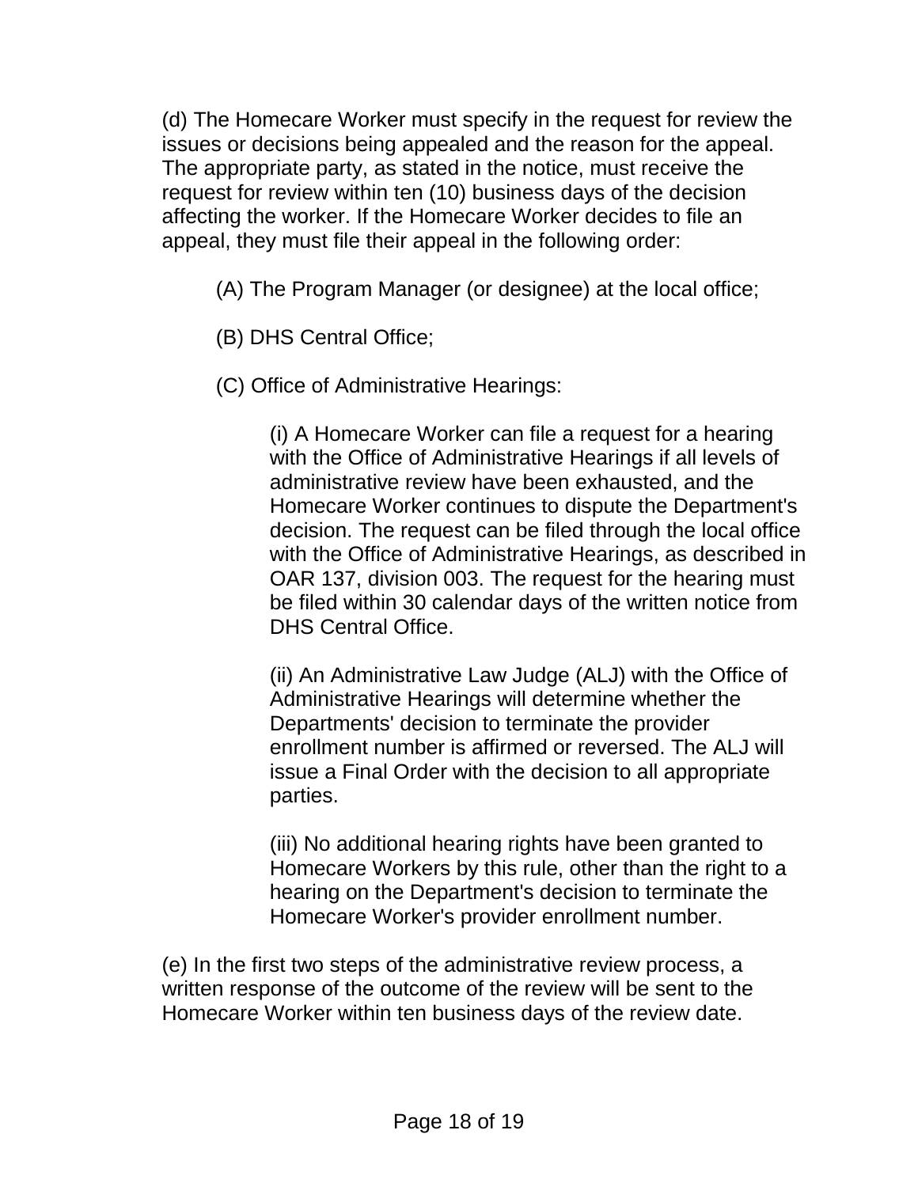(d) The Homecare Worker must specify in the request for review the issues or decisions being appealed and the reason for the appeal. The appropriate party, as stated in the notice, must receive the request for review within ten (10) business days of the decision affecting the worker. If the Homecare Worker decides to file an appeal, they must file their appeal in the following order:

> (A) The Program Manager (or designee) at the local office;
>
> (B) DHS Central Office;
>
> (C) Office of Administrative Hearings:
>
> > (i) A Homecare Worker can file a request for a hearing with the Office of Administrative Hearings if all levels of administrative review have been exhausted, and the Homecare Worker continues to dispute the Department's decision. The request can be filed through the local office with the Office of Administrative Hearings, as described in OAR 137, division 003. The request for the hearing must be filed within 30 calendar days of the written notice from DHS Central Office.
> >
> > (ii) An Administrative Law Judge (ALJ) with the Office of Administrative Hearings will determine whether the Departments' decision to terminate the provider enrollment number is affirmed or reversed. The ALJ will issue a Final Order with the decision to all appropriate parties.
> >
> > (iii) No additional hearing rights have been granted to Homecare Workers by this rule, other than the right to a hearing on the Department's decision to terminate the Homecare Worker's provider enrollment number.

(e) In the first two steps of the administrative review process, a written response of the outcome of the review will be sent to the Homecare Worker within ten business days of the review date.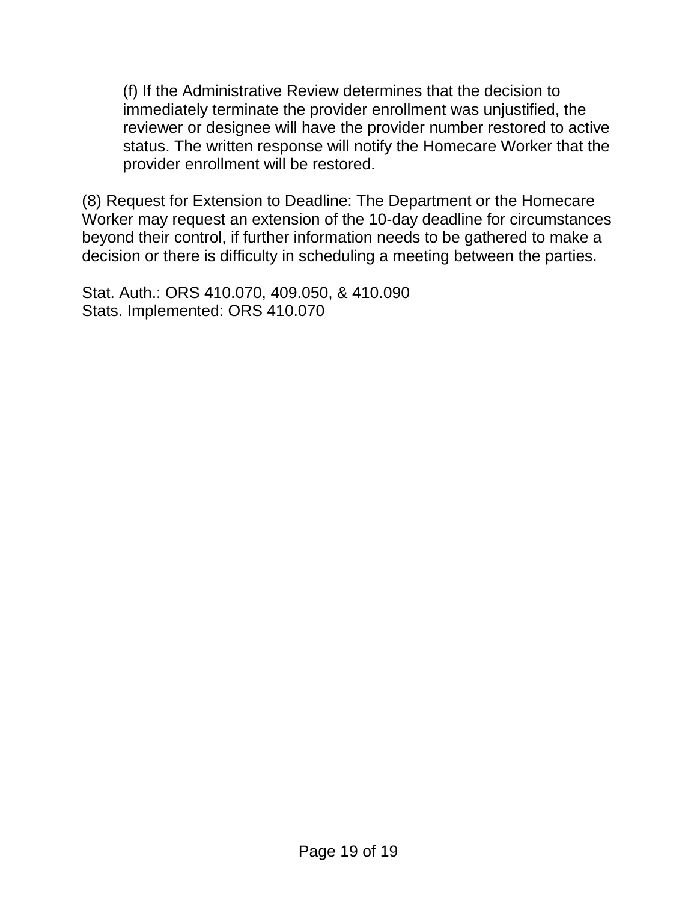(f) If the Administrative Review determines that the decision to immediately terminate the provider enrollment was unjustified, the reviewer or designee will have the provider number restored to active status. The written response will notify the Homecare Worker that the provider enrollment will be restored.

(8) Request for Extension to Deadline: The Department or the Homecare Worker may request an extension of the 10-day deadline for circumstances beyond their control, if further information needs to be gathered to make a decision or there is difficulty in scheduling a meeting between the parties.

Stat. Auth.: ORS 410.070, 409.050, & 410.090
Stats. Implemented: ORS 410.070